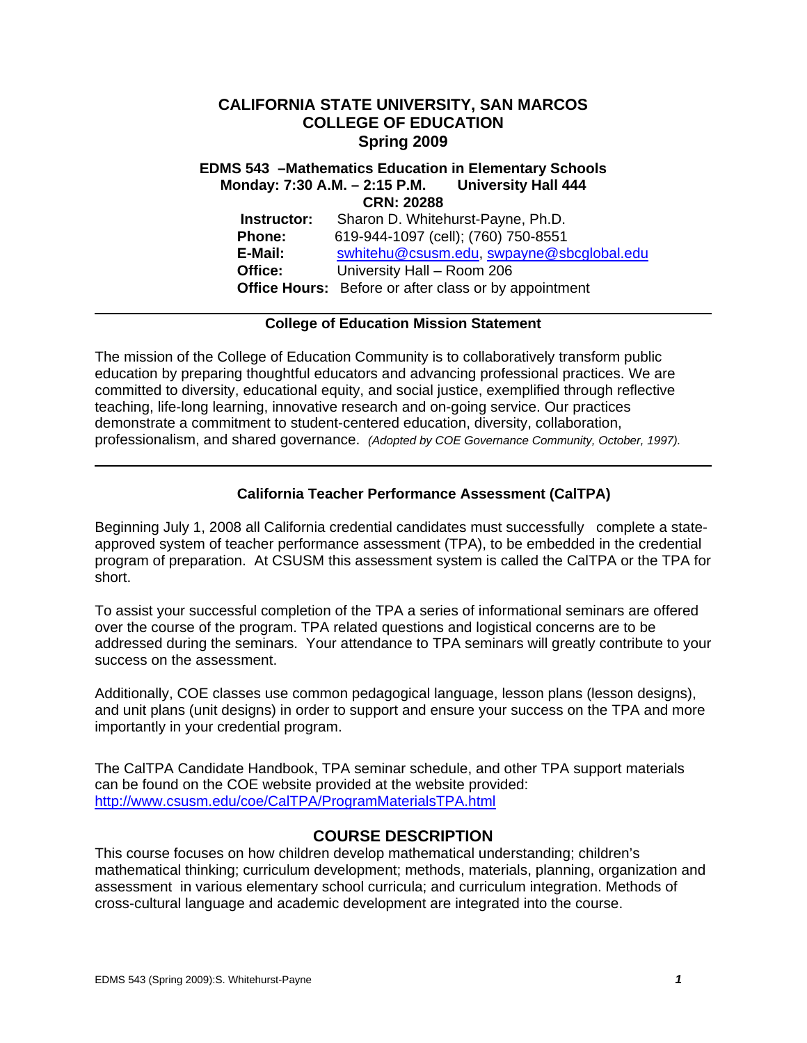# CALIFORNIA STATE UNIVERSITY, SAN MARCOS
# COLLEGE OF EDUCATION
# Spring 2009

**EDMS 543 –Mathematics Education in Elementary Schools**
**Monday: 7:30 A.M. – 2:15 P.M. University Hall 444**
**CRN: 20288**

**Instructor:** Sharon D. Whitehurst-Payne, Ph.D.
**Phone:** 619-944-1097 (cell); (760) 750-8551
**E-Mail:** swhitehu@csusm.edu, swpayne@sbcglobal.edu
**Office:** University Hall – Room 206
**Office Hours:** Before or after class or by appointment

---

### College of Education Mission Statement

The mission of the College of Education Community is to collaboratively transform public education by preparing thoughtful educators and advancing professional practices. We are committed to diversity, educational equity, and social justice, exemplified through reflective teaching, life-long learning, innovative research and on-going service. Our practices demonstrate a commitment to student-centered education, diversity, collaboration, professionalism, and shared governance. *(Adopted by COE Governance Community, October, 1997).*

---

### California Teacher Performance Assessment (CalTPA)

Beginning July 1, 2008 all California credential candidates must successfully complete a state-approved system of teacher performance assessment (TPA), to be embedded in the credential program of preparation. At CSUSM this assessment system is called the CalTPA or the TPA for short.

To assist your successful completion of the TPA a series of informational seminars are offered over the course of the program. TPA related questions and logistical concerns are to be addressed during the seminars. Your attendance to TPA seminars will greatly contribute to your success on the assessment.

Additionally, COE classes use common pedagogical language, lesson plans (lesson designs), and unit plans (unit designs) in order to support and ensure your success on the TPA and more importantly in your credential program.

The CalTPA Candidate Handbook, TPA seminar schedule, and other TPA support materials can be found on the COE website provided at the website provided:
http://www.csusm.edu/coe/CalTPA/ProgramMaterialsTPA.html

## COURSE DESCRIPTION

This course focuses on how children develop mathematical understanding; children's mathematical thinking; curriculum development; methods, materials, planning, organization and assessment in various elementary school curricula; and curriculum integration. Methods of cross-cultural language and academic development are integrated into the course.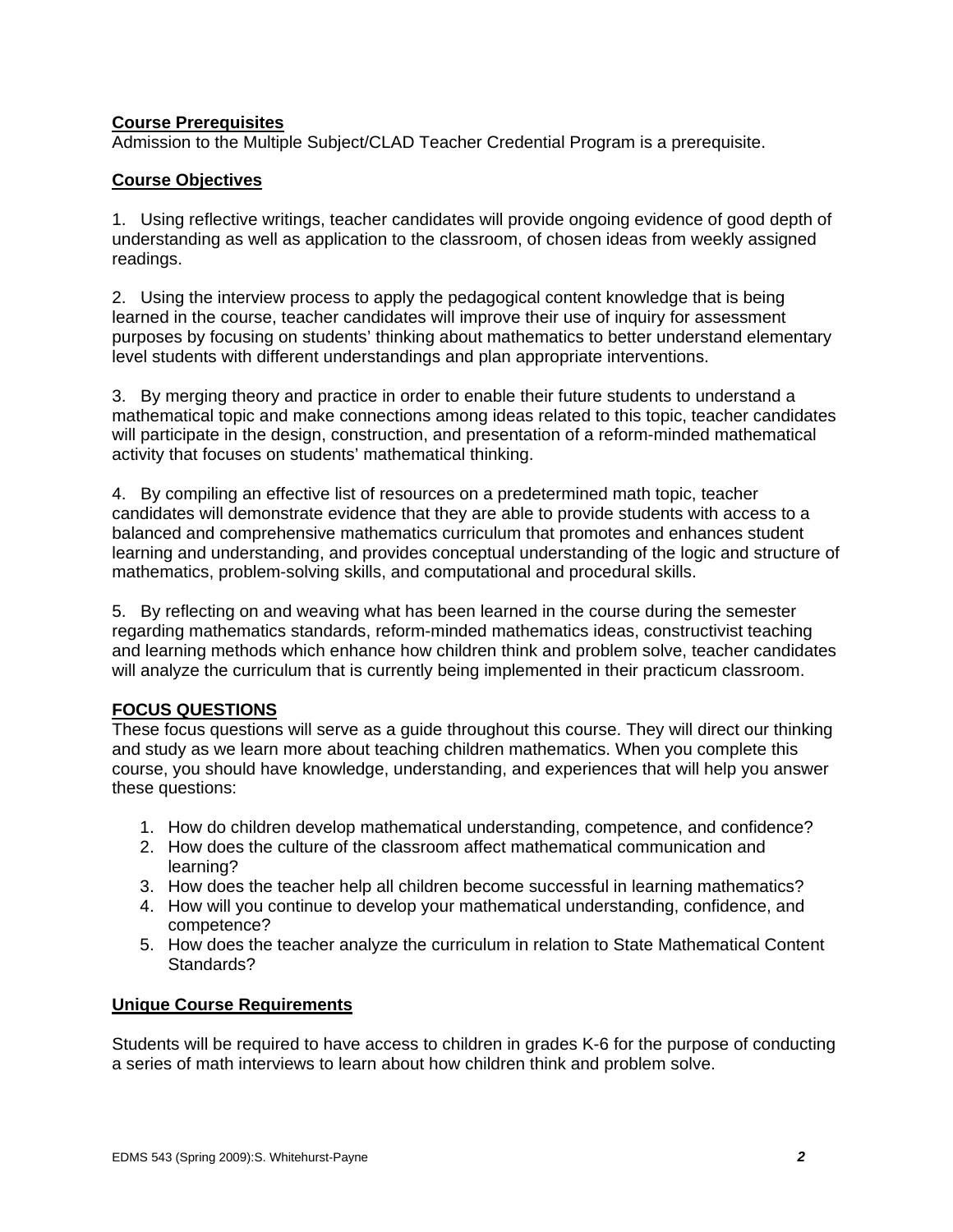## Course Prerequisites

Admission to the Multiple Subject/CLAD Teacher Credential Program is a prerequisite.

## Course Objectives

1. Using reflective writings, teacher candidates will provide ongoing evidence of good depth of understanding as well as application to the classroom, of chosen ideas from weekly assigned readings.

2. Using the interview process to apply the pedagogical content knowledge that is being learned in the course, teacher candidates will improve their use of inquiry for assessment purposes by focusing on students' thinking about mathematics to better understand elementary level students with different understandings and plan appropriate interventions.

3. By merging theory and practice in order to enable their future students to understand a mathematical topic and make connections among ideas related to this topic, teacher candidates will participate in the design, construction, and presentation of a reform-minded mathematical activity that focuses on students' mathematical thinking.

4. By compiling an effective list of resources on a predetermined math topic, teacher candidates will demonstrate evidence that they are able to provide students with access to a balanced and comprehensive mathematics curriculum that promotes and enhances student learning and understanding, and provides conceptual understanding of the logic and structure of mathematics, problem-solving skills, and computational and procedural skills.

5. By reflecting on and weaving what has been learned in the course during the semester regarding mathematics standards, reform-minded mathematics ideas, constructivist teaching and learning methods which enhance how children think and problem solve, teacher candidates will analyze the curriculum that is currently being implemented in their practicum classroom.

## FOCUS QUESTIONS

These focus questions will serve as a guide throughout this course. They will direct our thinking and study as we learn more about teaching children mathematics. When you complete this course, you should have knowledge, understanding, and experiences that will help you answer these questions:

1. How do children develop mathematical understanding, competence, and confidence?
2. How does the culture of the classroom affect mathematical communication and learning?
3. How does the teacher help all children become successful in learning mathematics?
4. How will you continue to develop your mathematical understanding, confidence, and competence?
5. How does the teacher analyze the curriculum in relation to State Mathematical Content Standards?

## Unique Course Requirements

Students will be required to have access to children in grades K-6 for the purpose of conducting a series of math interviews to learn about how children think and problem solve.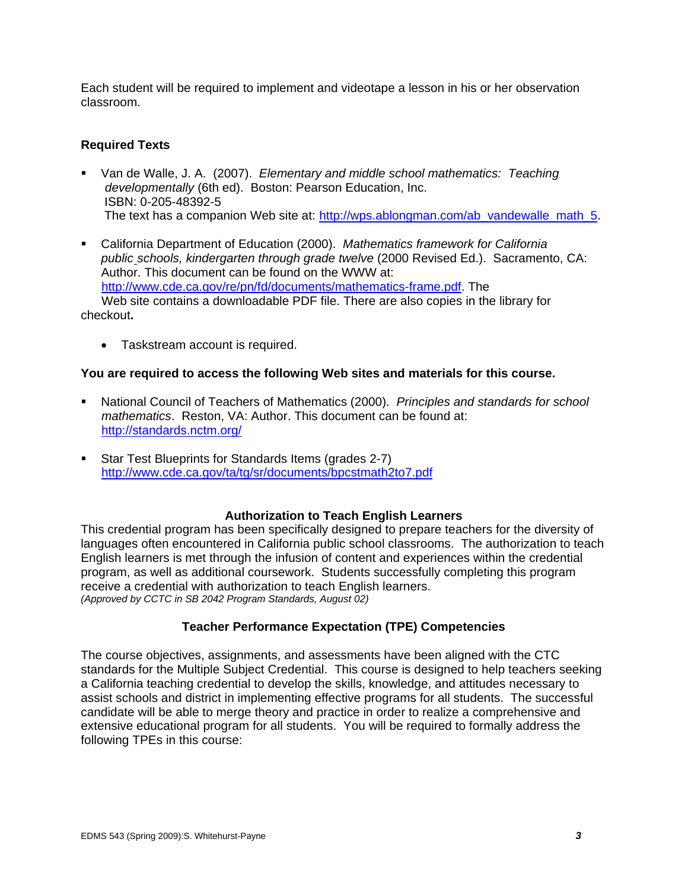Each student will be required to implement and videotape a lesson in his or her observation classroom.

**Required Texts**

- Van de Walle, J. A. (2007). *Elementary and middle school mathematics: Teaching developmentally* (6th ed). Boston: Pearson Education, Inc.
  ISBN: 0-205-48392-5
  The text has a companion Web site at: http://wps.ablongman.com/ab_vandewalle_math_5.

- California Department of Education (2000). *Mathematics framework for California public schools, kindergarten through grade twelve* (2000 Revised Ed.). Sacramento, CA: Author. This document can be found on the WWW at: http://www.cde.ca.gov/re/pn/fd/documents/mathematics-frame.pdf. The Web site contains a downloadable PDF file. There are also copies in the library for checkout.

  - Taskstream account is required.

**You are required to access the following Web sites and materials for this course.**

- National Council of Teachers of Mathematics (2000). *Principles and standards for school mathematics*. Reston, VA: Author. This document can be found at: http://standards.nctm.org/

- Star Test Blueprints for Standards Items (grades 2-7)
  http://www.cde.ca.gov/ta/tg/sr/documents/bpcstmath2to7.pdf

## Authorization to Teach English Learners

This credential program has been specifically designed to prepare teachers for the diversity of languages often encountered in California public school classrooms. The authorization to teach English learners is met through the infusion of content and experiences within the credential program, as well as additional coursework. Students successfully completing this program receive a credential with authorization to teach English learners.
*(Approved by CCTC in SB 2042 Program Standards, August 02)*

## Teacher Performance Expectation (TPE) Competencies

The course objectives, assignments, and assessments have been aligned with the CTC standards for the Multiple Subject Credential. This course is designed to help teachers seeking a California teaching credential to develop the skills, knowledge, and attitudes necessary to assist schools and district in implementing effective programs for all students. The successful candidate will be able to merge theory and practice in order to realize a comprehensive and extensive educational program for all students. You will be required to formally address the following TPEs in this course: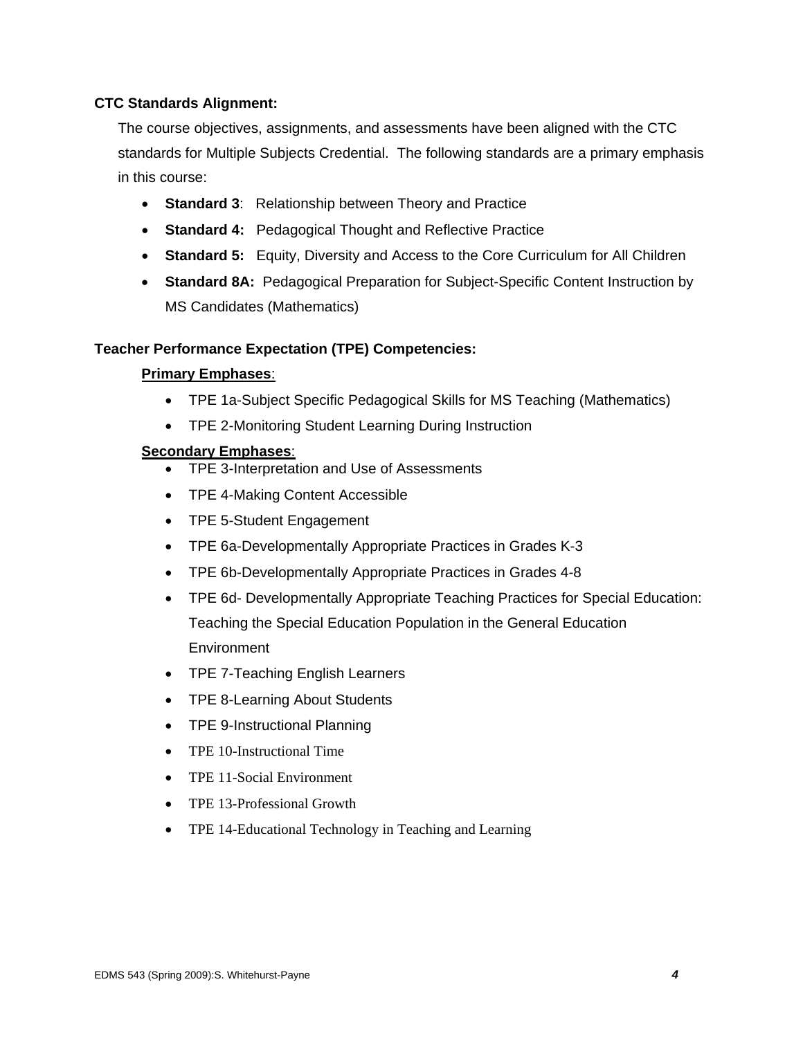**CTC Standards Alignment:**

The course objectives, assignments, and assessments have been aligned with the CTC standards for Multiple Subjects Credential. The following standards are a primary emphasis in this course:

- **Standard 3**: Relationship between Theory and Practice
- **Standard 4:** Pedagogical Thought and Reflective Practice
- **Standard 5:** Equity, Diversity and Access to the Core Curriculum for All Children
- **Standard 8A:** Pedagogical Preparation for Subject-Specific Content Instruction by MS Candidates (Mathematics)

**Teacher Performance Expectation (TPE) Competencies:**

**Primary Emphases**:

- TPE 1a-Subject Specific Pedagogical Skills for MS Teaching (Mathematics)
- TPE 2-Monitoring Student Learning During Instruction

**Secondary Emphases**:

- TPE 3-Interpretation and Use of Assessments
- TPE 4-Making Content Accessible
- TPE 5-Student Engagement
- TPE 6a-Developmentally Appropriate Practices in Grades K-3
- TPE 6b-Developmentally Appropriate Practices in Grades 4-8
- TPE 6d- Developmentally Appropriate Teaching Practices for Special Education: Teaching the Special Education Population in the General Education Environment
- TPE 7-Teaching English Learners
- TPE 8-Learning About Students
- TPE 9-Instructional Planning
- TPE 10-Instructional Time
- TPE 11-Social Environment
- TPE 13-Professional Growth
- TPE 14-Educational Technology in Teaching and Learning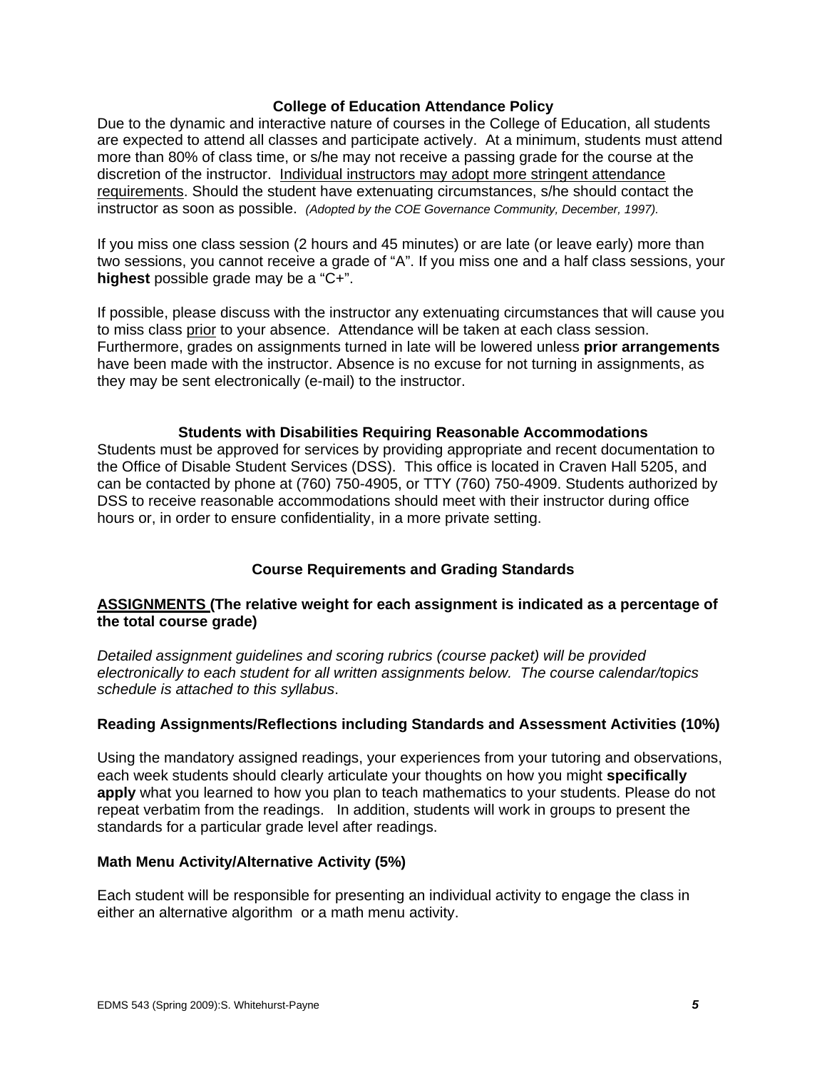### College of Education Attendance Policy

Due to the dynamic and interactive nature of courses in the College of Education, all students are expected to attend all classes and participate actively. At a minimum, students must attend more than 80% of class time, or s/he may not receive a passing grade for the course at the discretion of the instructor. <u>Individual instructors may adopt more stringent attendance requirements</u>. Should the student have extenuating circumstances, s/he should contact the instructor as soon as possible. *(Adopted by the COE Governance Community, December, 1997).*

If you miss one class session (2 hours and 45 minutes) or are late (or leave early) more than two sessions, you cannot receive a grade of "A". If you miss one and a half class sessions, your **highest** possible grade may be a "C+".

If possible, please discuss with the instructor any extenuating circumstances that will cause you to miss class <u>prior</u> to your absence. Attendance will be taken at each class session. Furthermore, grades on assignments turned in late will be lowered unless **prior arrangements** have been made with the instructor. Absence is no excuse for not turning in assignments, as they may be sent electronically (e-mail) to the instructor.

### Students with Disabilities Requiring Reasonable Accommodations

Students must be approved for services by providing appropriate and recent documentation to the Office of Disable Student Services (DSS). This office is located in Craven Hall 5205, and can be contacted by phone at (760) 750-4905, or TTY (760) 750-4909. Students authorized by DSS to receive reasonable accommodations should meet with their instructor during office hours or, in order to ensure confidentiality, in a more private setting.

### Course Requirements and Grading Standards

**<u>ASSIGNMENTS</u> (The relative weight for each assignment is indicated as a percentage of the total course grade)**

*Detailed assignment guidelines and scoring rubrics (course packet) will be provided electronically to each student for all written assignments below. The course calendar/topics schedule is attached to this syllabus*.

**Reading Assignments/Reflections including Standards and Assessment Activities (10%)**

Using the mandatory assigned readings, your experiences from your tutoring and observations, each week students should clearly articulate your thoughts on how you might **specifically apply** what you learned to how you plan to teach mathematics to your students. Please do not repeat verbatim from the readings. In addition, students will work in groups to present the standards for a particular grade level after readings.

**Math Menu Activity/Alternative Activity (5%)**

Each student will be responsible for presenting an individual activity to engage the class in either an alternative algorithm or a math menu activity.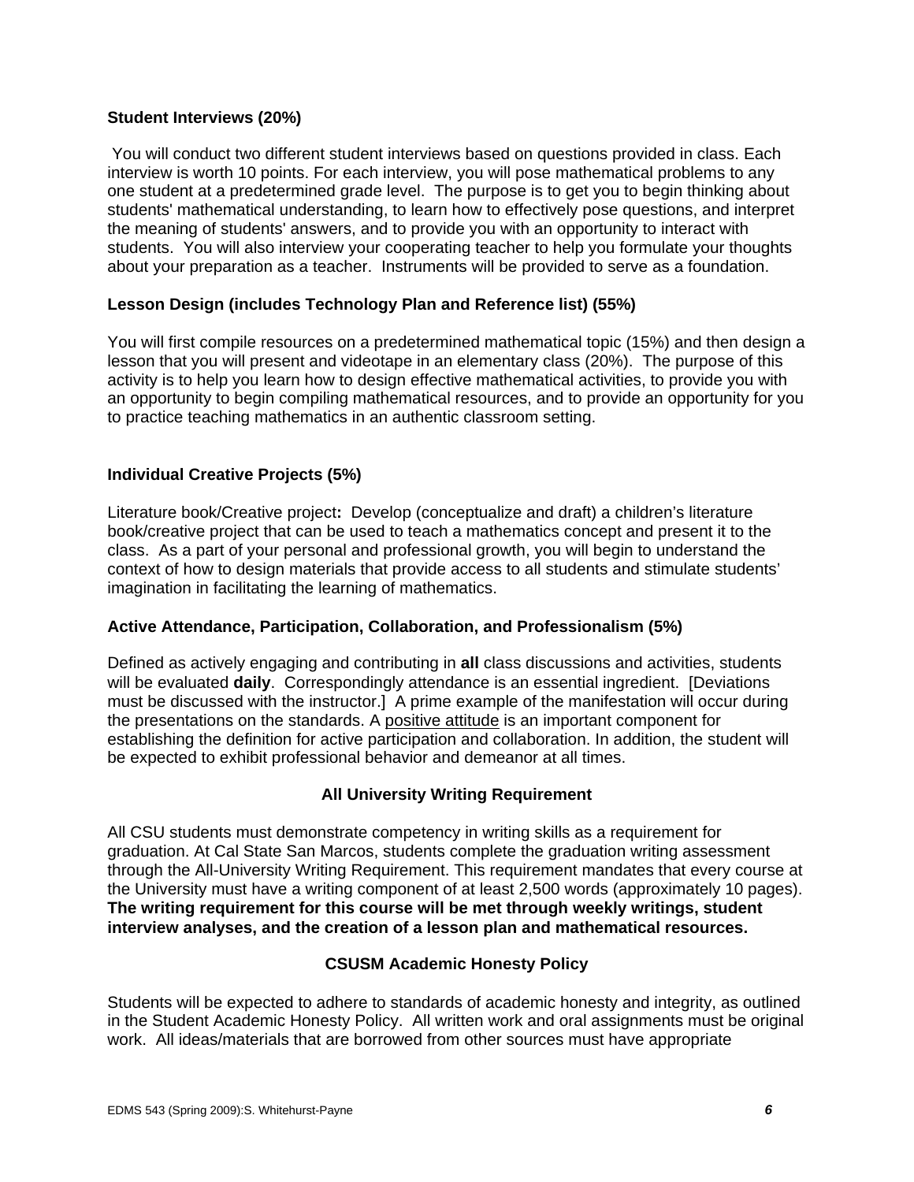**Student Interviews (20%)**

You will conduct two different student interviews based on questions provided in class. Each interview is worth 10 points. For each interview, you will pose mathematical problems to any one student at a predetermined grade level. The purpose is to get you to begin thinking about students' mathematical understanding, to learn how to effectively pose questions, and interpret the meaning of students' answers, and to provide you with an opportunity to interact with students. You will also interview your cooperating teacher to help you formulate your thoughts about your preparation as a teacher. Instruments will be provided to serve as a foundation.

**Lesson Design (includes Technology Plan and Reference list) (55%)**

You will first compile resources on a predetermined mathematical topic (15%) and then design a lesson that you will present and videotape in an elementary class (20%). The purpose of this activity is to help you learn how to design effective mathematical activities, to provide you with an opportunity to begin compiling mathematical resources, and to provide an opportunity for you to practice teaching mathematics in an authentic classroom setting.

**Individual Creative Projects (5%)**

Literature book/Creative project**:** Develop (conceptualize and draft) a children's literature book/creative project that can be used to teach a mathematics concept and present it to the class. As a part of your personal and professional growth, you will begin to understand the context of how to design materials that provide access to all students and stimulate students' imagination in facilitating the learning of mathematics.

**Active Attendance, Participation, Collaboration, and Professionalism (5%)**

Defined as actively engaging and contributing in **all** class discussions and activities, students will be evaluated **daily**. Correspondingly attendance is an essential ingredient. [Deviations must be discussed with the instructor.] A prime example of the manifestation will occur during the presentations on the standards. A <u>positive attitude</u> is an important component for establishing the definition for active participation and collaboration. In addition, the student will be expected to exhibit professional behavior and demeanor at all times.

**All University Writing Requirement**

All CSU students must demonstrate competency in writing skills as a requirement for graduation. At Cal State San Marcos, students complete the graduation writing assessment through the All-University Writing Requirement. This requirement mandates that every course at the University must have a writing component of at least 2,500 words (approximately 10 pages). **The writing requirement for this course will be met through weekly writings, student interview analyses, and the creation of a lesson plan and mathematical resources.**

**CSUSM Academic Honesty Policy**

Students will be expected to adhere to standards of academic honesty and integrity, as outlined in the Student Academic Honesty Policy. All written work and oral assignments must be original work. All ideas/materials that are borrowed from other sources must have appropriate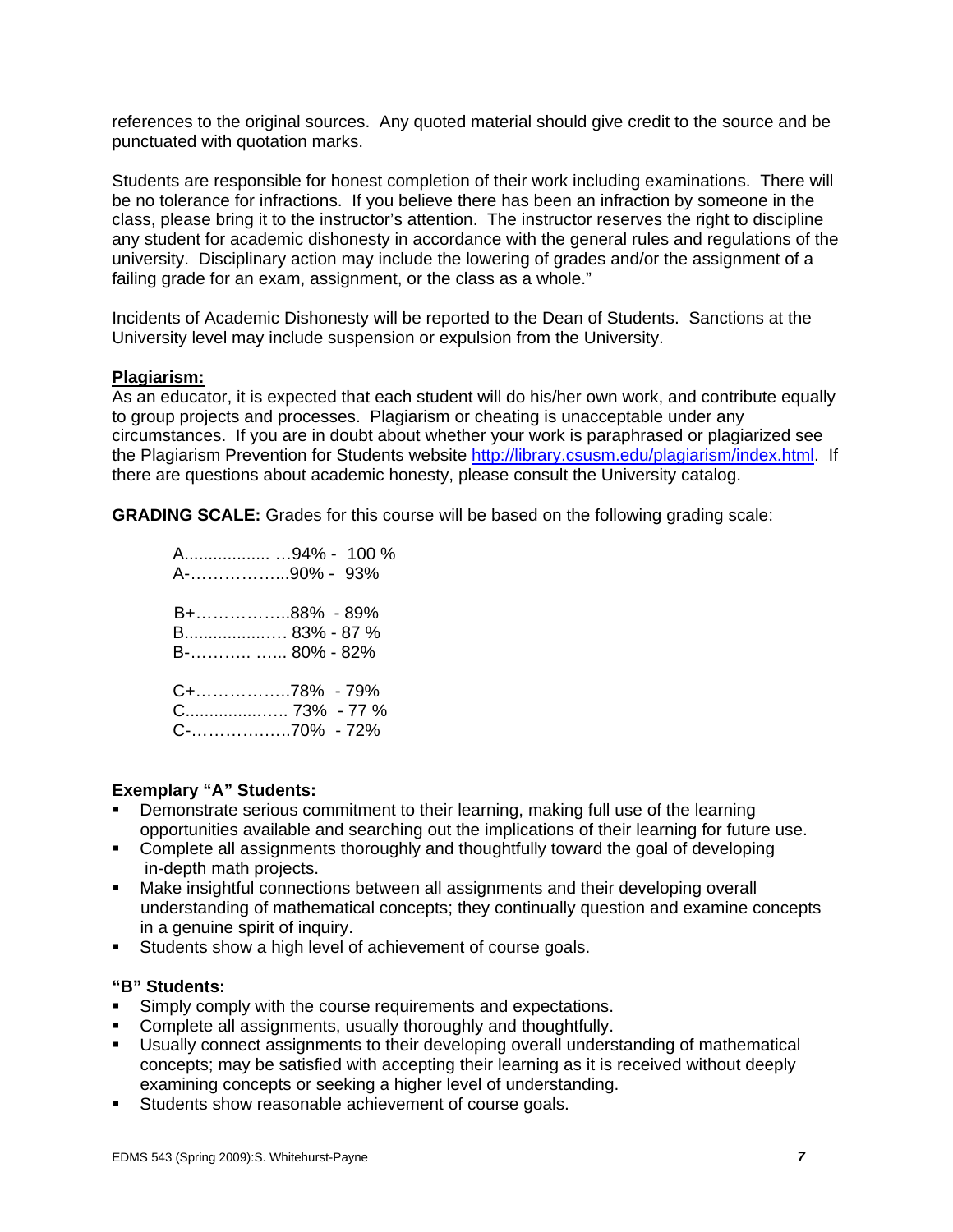references to the original sources. Any quoted material should give credit to the source and be punctuated with quotation marks.

Students are responsible for honest completion of their work including examinations. There will be no tolerance for infractions. If you believe there has been an infraction by someone in the class, please bring it to the instructor's attention. The instructor reserves the right to discipline any student for academic dishonesty in accordance with the general rules and regulations of the university. Disciplinary action may include the lowering of grades and/or the assignment of a failing grade for an exam, assignment, or the class as a whole."

Incidents of Academic Dishonesty will be reported to the Dean of Students. Sanctions at the University level may include suspension or expulsion from the University.

**Plagiarism:**

As an educator, it is expected that each student will do his/her own work, and contribute equally to group projects and processes. Plagiarism or cheating is unacceptable under any circumstances. If you are in doubt about whether your work is paraphrased or plagiarized see the Plagiarism Prevention for Students website http://library.csusm.edu/plagiarism/index.html. If there are questions about academic honesty, please consult the University catalog.

**GRADING SCALE:** Grades for this course will be based on the following grading scale:

A.................. …94% - 100 %
A-……………...90% - 93%

B+……………..88% - 89%
B.................… 83% - 87 %
B-……….. ….. 80% - 82%

C+……………..78% - 79%
C...................... 73% - 77 %
C-……………..70% - 72%

**Exemplary "A" Students:**

- Demonstrate serious commitment to their learning, making full use of the learning opportunities available and searching out the implications of their learning for future use.
- Complete all assignments thoroughly and thoughtfully toward the goal of developing in-depth math projects.
- Make insightful connections between all assignments and their developing overall understanding of mathematical concepts; they continually question and examine concepts in a genuine spirit of inquiry.
- Students show a high level of achievement of course goals.

**"B" Students:**

- Simply comply with the course requirements and expectations.
- Complete all assignments, usually thoroughly and thoughtfully.
- Usually connect assignments to their developing overall understanding of mathematical concepts; may be satisfied with accepting their learning as it is received without deeply examining concepts or seeking a higher level of understanding.
- Students show reasonable achievement of course goals.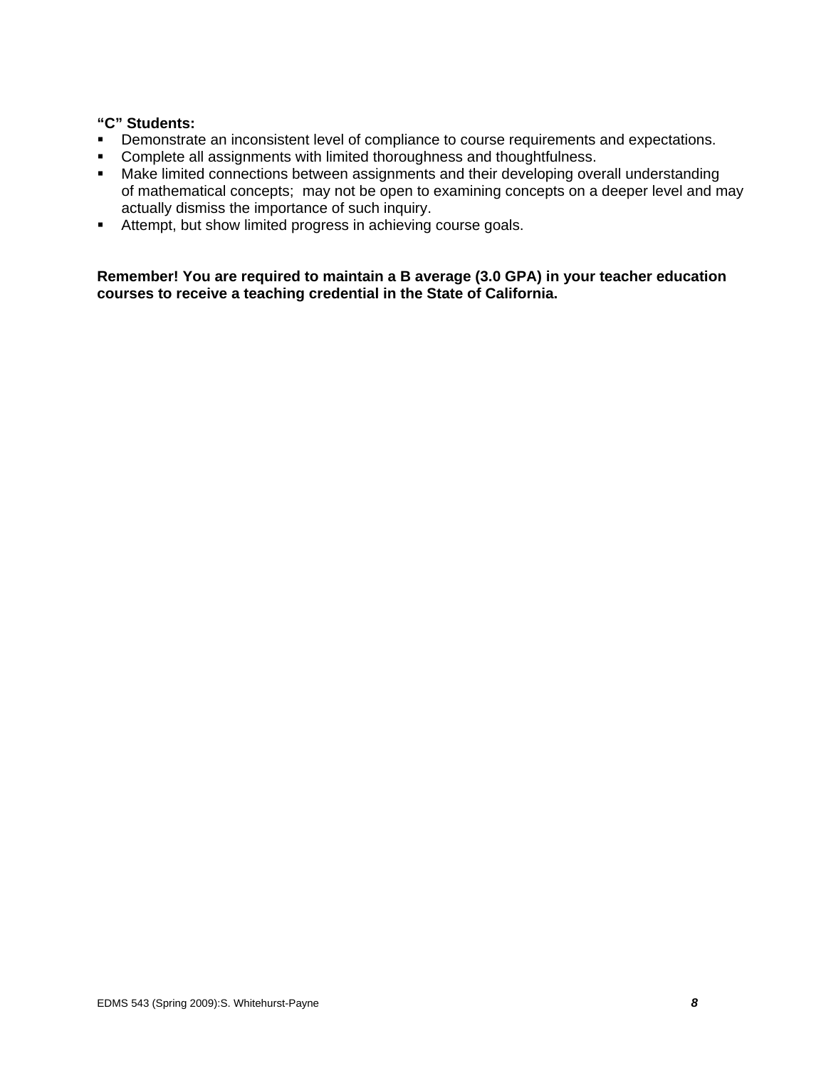**“C” Students:**

- Demonstrate an inconsistent level of compliance to course requirements and expectations.
- Complete all assignments with limited thoroughness and thoughtfulness.
- Make limited connections between assignments and their developing overall understanding of mathematical concepts; may not be open to examining concepts on a deeper level and may actually dismiss the importance of such inquiry.
- Attempt, but show limited progress in achieving course goals.

**Remember! You are required to maintain a B average (3.0 GPA) in your teacher education courses to receive a teaching credential in the State of California.**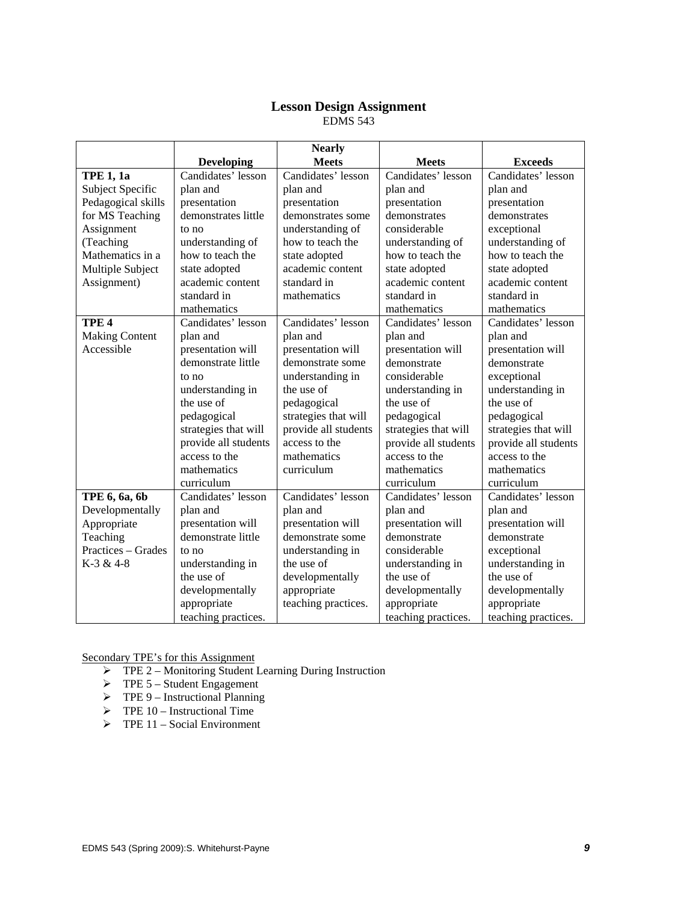## Lesson Design Assignment

EDMS 543

| | Developing | Nearly Meets | Meets | Exceeds |
|---|---|---|---|---|
| **TPE 1, 1a** Subject Specific Pedagogical skills for MS Teaching Assignment (Teaching Mathematics in a Multiple Subject Assignment) | Candidates' lesson plan and presentation demonstrates little to no understanding of how to teach the state adopted academic content standard in mathematics | Candidates' lesson plan and presentation demonstrates some understanding of how to teach the state adopted academic content standard in mathematics | Candidates' lesson plan and presentation demonstrates considerable understanding of how to teach the state adopted academic content standard in mathematics | Candidates' lesson plan and presentation demonstrates exceptional understanding of how to teach the state adopted academic content standard in mathematics |
| **TPE 4** Making Content Accessible | Candidates' lesson plan and presentation will demonstrate little to no understanding in the use of pedagogical strategies that will provide all students access to the mathematics curriculum | Candidates' lesson plan and presentation will demonstrate some understanding in the use of pedagogical strategies that will provide all students access to the mathematics curriculum | Candidates' lesson plan and presentation will demonstrate considerable understanding in the use of pedagogical strategies that will provide all students access to the mathematics curriculum | Candidates' lesson plan and presentation will demonstrate exceptional understanding in the use of pedagogical strategies that will provide all students access to the mathematics curriculum |
| **TPE 6, 6a, 6b** Developmentally Appropriate Teaching Practices – Grades K-3 & 4-8 | Candidates' lesson plan and presentation will demonstrate little to no understanding in the use of developmentally appropriate teaching practices. | Candidates' lesson plan and presentation will demonstrate some understanding in the use of developmentally appropriate teaching practices. | Candidates' lesson plan and presentation will demonstrate considerable understanding in the use of developmentally appropriate teaching practices. | Candidates' lesson plan and presentation will demonstrate exceptional understanding in the use of developmentally appropriate teaching practices. |

Secondary TPE's for this Assignment

- TPE 2 – Monitoring Student Learning During Instruction
- TPE 5 – Student Engagement
- TPE 9 – Instructional Planning
- TPE 10 – Instructional Time
- TPE 11 – Social Environment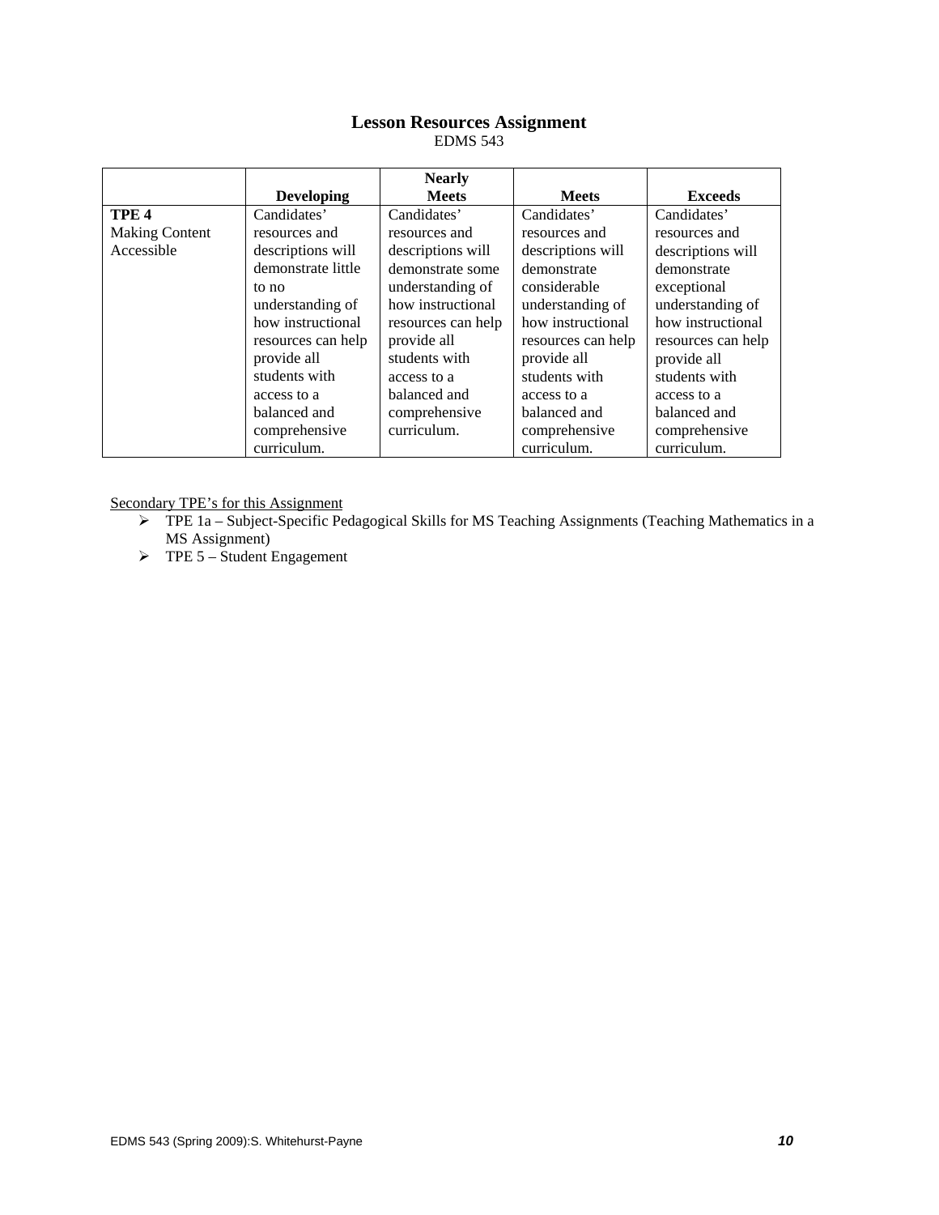## Lesson Resources Assignment

EDMS 543

| | Developing | Nearly Meets | Meets | Exceeds |
|---|---|---|---|---|
| **TPE 4** Making Content Accessible | Candidates' resources and descriptions will demonstrate little to no understanding of how instructional resources can help provide all students with access to a balanced and comprehensive curriculum. | Candidates' resources and descriptions will demonstrate some understanding of how instructional resources can help provide all students with access to a balanced and comprehensive curriculum. | Candidates' resources and descriptions will demonstrate considerable understanding of how instructional resources can help provide all students with access to a balanced and comprehensive curriculum. | Candidates' resources and descriptions will demonstrate exceptional understanding of how instructional resources can help provide all students with access to a balanced and comprehensive curriculum. |

<u>Secondary TPE's for this Assignment</u>

- TPE 1a – Subject-Specific Pedagogical Skills for MS Teaching Assignments (Teaching Mathematics in a MS Assignment)
- TPE 5 – Student Engagement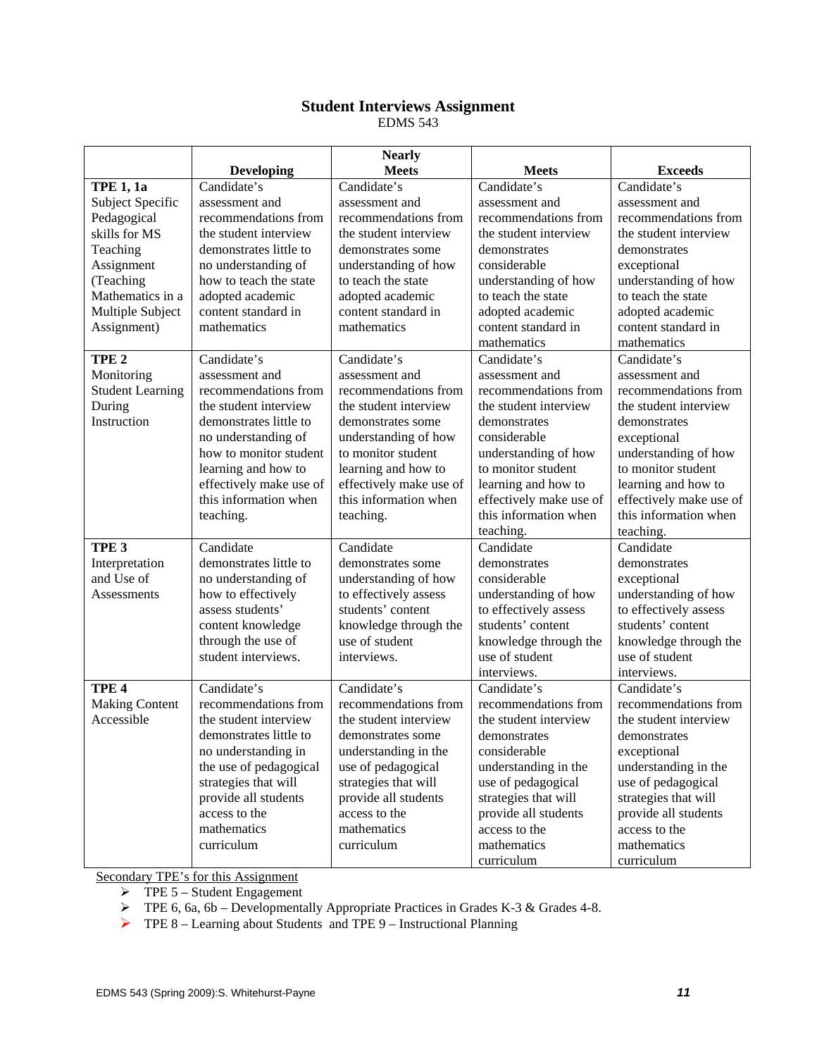# Student Interviews Assignment

EDMS 543

| | Developing | Nearly Meets | Meets | Exceeds |
|---|---|---|---|---|
| **TPE 1, 1a** Subject Specific Pedagogical skills for MS Teaching Assignment (Teaching Mathematics in a Multiple Subject Assignment) | Candidate's assessment and recommendations from the student interview demonstrates little to no understanding of how to teach the state adopted academic content standard in mathematics | Candidate's assessment and recommendations from the student interview demonstrates some understanding of how to teach the state adopted academic content standard in mathematics | Candidate's assessment and recommendations from the student interview demonstrates considerable understanding of how to teach the state adopted academic content standard in mathematics | Candidate's assessment and recommendations from the student interview demonstrates exceptional understanding of how to teach the state adopted academic content standard in mathematics |
| **TPE 2** Monitoring Student Learning During Instruction | Candidate's assessment and recommendations from the student interview demonstrates little to no understanding of how to monitor student learning and how to effectively make use of this information when teaching. | Candidate's assessment and recommendations from the student interview demonstrates some understanding of how to monitor student learning and how to effectively make use of this information when teaching. | Candidate's assessment and recommendations from the student interview demonstrates considerable understanding of how to monitor student learning and how to effectively make use of this information when teaching. | Candidate's assessment and recommendations from the student interview demonstrates exceptional understanding of how to monitor student learning and how to effectively make use of this information when teaching. |
| **TPE 3** Interpretation and Use of Assessments | Candidate demonstrates little to no understanding of how to effectively assess students' content knowledge through the use of student interviews. | Candidate demonstrates some understanding of how to effectively assess students' content knowledge through the use of student interviews. | Candidate demonstrates considerable understanding of how to effectively assess students' content knowledge through the use of student interviews. | Candidate demonstrates exceptional understanding of how to effectively assess students' content knowledge through the use of student interviews. |
| **TPE 4** Making Content Accessible | Candidate's recommendations from the student interview demonstrates little to no understanding in the use of pedagogical strategies that will provide all students access to the mathematics curriculum | Candidate's recommendations from the student interview demonstrates some understanding in the use of pedagogical strategies that will provide all students access to the mathematics curriculum | Candidate's recommendations from the student interview demonstrates considerable understanding in the use of pedagogical strategies that will provide all students access to the mathematics curriculum | Candidate's recommendations from the student interview demonstrates exceptional understanding in the use of pedagogical strategies that will provide all students access to the mathematics curriculum |

Secondary TPE's for this Assignment

- TPE 5 – Student Engagement
- TPE 6, 6a, 6b – Developmentally Appropriate Practices in Grades K-3 & Grades 4-8.
- TPE 8 – Learning about Students and TPE 9 – Instructional Planning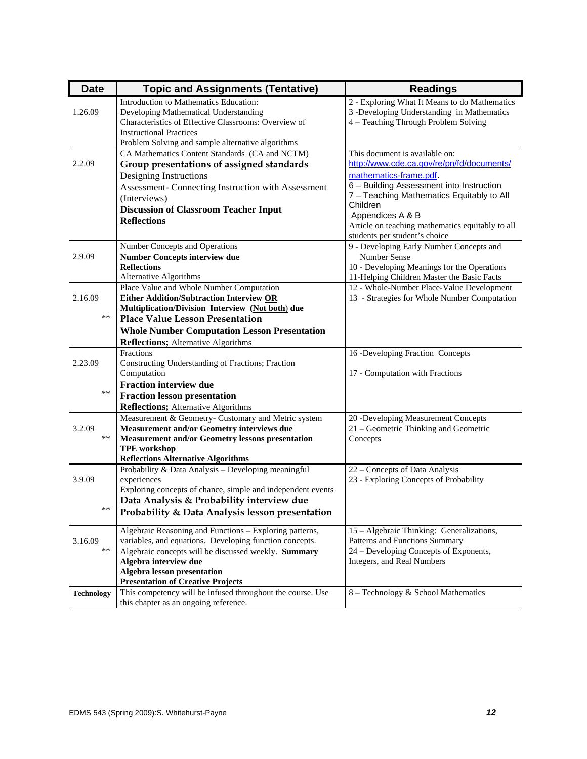| Date | Topic and Assignments (Tentative) | Readings |
|---|---|---|
| 1.26.09 | Introduction to Mathematics Education:<br>Developing Mathematical Understanding<br>Characteristics of Effective Classrooms: Overview of Instructional Practices<br>Problem Solving and sample alternative algorithms | 2 - Exploring What It Means to do Mathematics<br>3 -Developing Understanding in Mathematics<br>4 – Teaching Through Problem Solving |
| 2.2.09 | CA Mathematics Content Standards (CA and NCTM)<br>**Group presentations of assigned standards**<br>Designing Instructions<br>Assessment- Connecting Instruction with Assessment (Interviews)<br>**Discussion of Classroom Teacher Input**<br>**Reflections** | This document is available on: http://www.cde.ca.gov/re/pn/fd/documents/mathematics-frame.pdf.<br>6 – Building Assessment into Instruction<br>7 – Teaching Mathematics Equitably to All Children<br>Appendices A & B<br>Article on teaching mathematics equitably to all students per student's choice |
| 2.9.09 | Number Concepts and Operations<br>**Number Concepts interview due**<br>**Reflections**<br>Alternative Algorithms | 9 - Developing Early Number Concepts and Number Sense<br>10 - Developing Meanings for the Operations<br>11-Helping Children Master the Basic Facts |
| 2.16.09<br>** | Place Value and Whole Number Computation<br>**Either Addition/Subtraction Interview OR Multiplication/Division Interview (Not both) due**<br>**Place Value Lesson Presentation**<br>**Whole Number Computation Lesson Presentation**<br>**Reflections;** Alternative Algorithms | 12 - Whole-Number Place-Value Development<br>13 - Strategies for Whole Number Computation |
| 2.23.09<br>** | Fractions<br>Constructing Understanding of Fractions; Fraction Computation<br>**Fraction interview due**<br>**Fraction lesson presentation**<br>**Reflections;** Alternative Algorithms | 16 -Developing Fraction Concepts<br>17 - Computation with Fractions |
| 3.2.09<br>** | Measurement & Geometry- Customary and Metric system<br>**Measurement and/or Geometry interviews due**<br>**Measurement and/or Geometry lessons presentation**<br>**TPE workshop**<br>**Reflections Alternative Algorithms** | 20 -Developing Measurement Concepts<br>21 – Geometric Thinking and Geometric Concepts |
| 3.9.09<br>** | Probability & Data Analysis – Developing meaningful experiences<br>Exploring concepts of chance, simple and independent events<br>**Data Analysis & Probability interview due**<br>**Probability & Data Analysis lesson presentation** | 22 – Concepts of Data Analysis<br>23 - Exploring Concepts of Probability |
| 3.16.09<br>** | Algebraic Reasoning and Functions – Exploring patterns, variables, and equations. Developing function concepts. Algebraic concepts will be discussed weekly. **Summary**<br>**Algebra interview due**<br>**Algebra lesson presentation**<br>**Presentation of Creative Projects** | 15 – Algebraic Thinking: Generalizations, Patterns and Functions Summary<br>24 – Developing Concepts of Exponents, Integers, and Real Numbers |
| **Technology** | This competency will be infused throughout the course. Use this chapter as an ongoing reference. | 8 – Technology & School Mathematics |